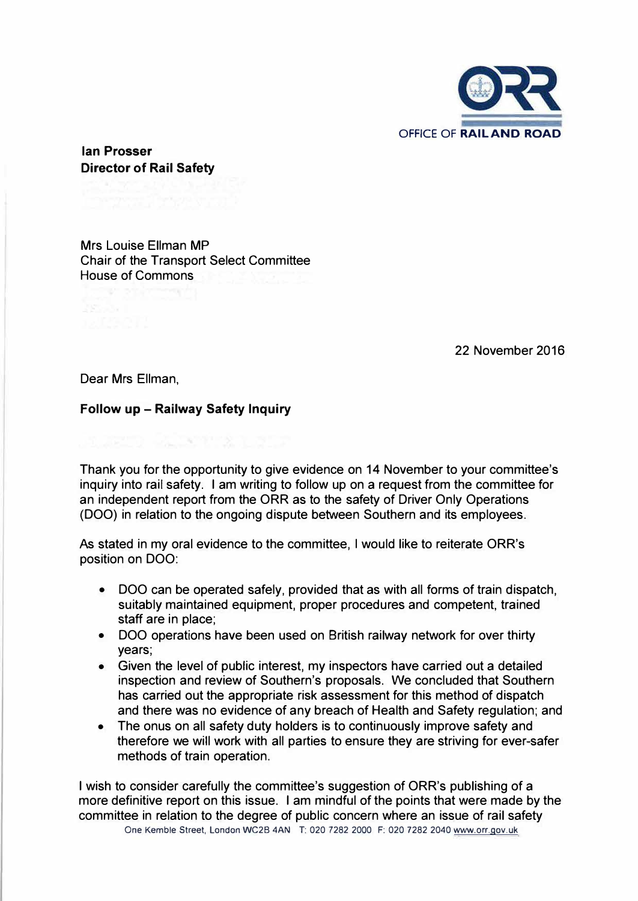OFFICE OF **RAIL AND ROAD**

**Ian Prosser**
**Director of Rail Safety**

Mrs Louise Ellman MP
Chair of the Transport Select Committee
House of Commons

22 November 2016

Dear Mrs Ellman,

**Follow up – Railway Safety Inquiry**

Thank you for the opportunity to give evidence on 14 November to your committee's inquiry into rail safety. I am writing to follow up on a request from the committee for an independent report from the ORR as to the safety of Driver Only Operations (DOO) in relation to the ongoing dispute between Southern and its employees.

As stated in my oral evidence to the committee, I would like to reiterate ORR's position on DOO:

- DOO can be operated safely, provided that as with all forms of train dispatch, suitably maintained equipment, proper procedures and competent, trained staff are in place;
- DOO operations have been used on British railway network for over thirty years;
- Given the level of public interest, my inspectors have carried out a detailed inspection and review of Southern's proposals. We concluded that Southern has carried out the appropriate risk assessment for this method of dispatch and there was no evidence of any breach of Health and Safety regulation; and
- The onus on all safety duty holders is to continuously improve safety and therefore we will work with all parties to ensure they are striving for ever-safer methods of train operation.

I wish to consider carefully the committee's suggestion of ORR's publishing of a more definitive report on this issue. I am mindful of the points that were made by the committee in relation to the degree of public concern where an issue of rail safety

One Kemble Street, London WC2B 4AN T: 020 7282 2000 F: 020 7282 2040 www.orr.gov.uk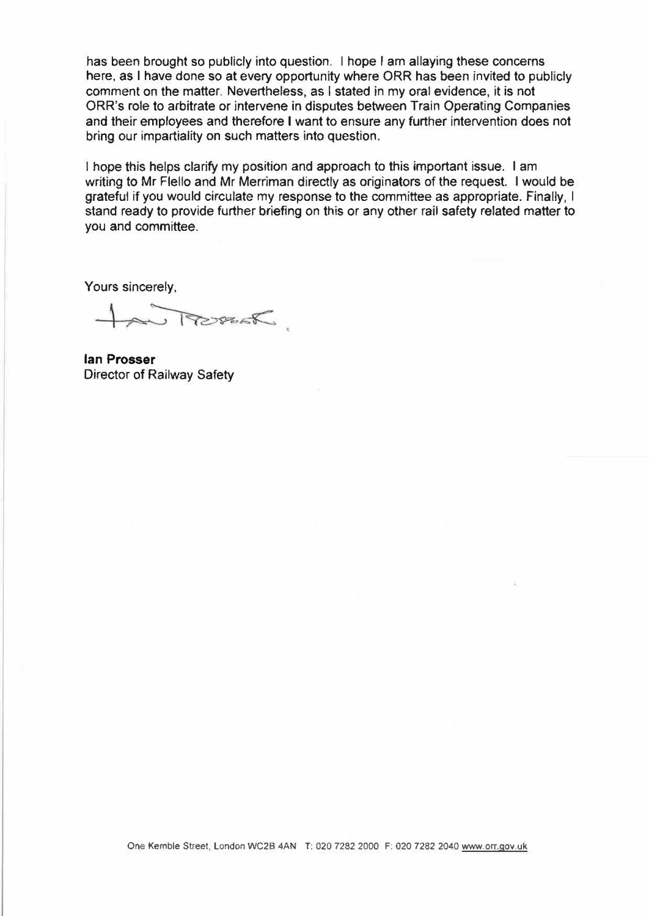has been brought so publicly into question. I hope I am allaying these concerns here, as I have done so at every opportunity where ORR has been invited to publicly comment on the matter. Nevertheless, as I stated in my oral evidence, it is not ORR's role to arbitrate or intervene in disputes between Train Operating Companies and their employees and therefore I want to ensure any further intervention does not bring our impartiality on such matters into question.

I hope this helps clarify my position and approach to this important issue. I am writing to Mr Flello and Mr Merriman directly as originators of the request. I would be grateful if you would circulate my response to the committee as appropriate. Finally, I stand ready to provide further briefing on this or any other rail safety related matter to you and committee.

Yours sincerely,

**Ian Prosser**
Director of Railway Safety

One Kemble Street, London WC2B 4AN T: 020 7282 2000 F: 020 7282 2040 www.orr.gov.uk